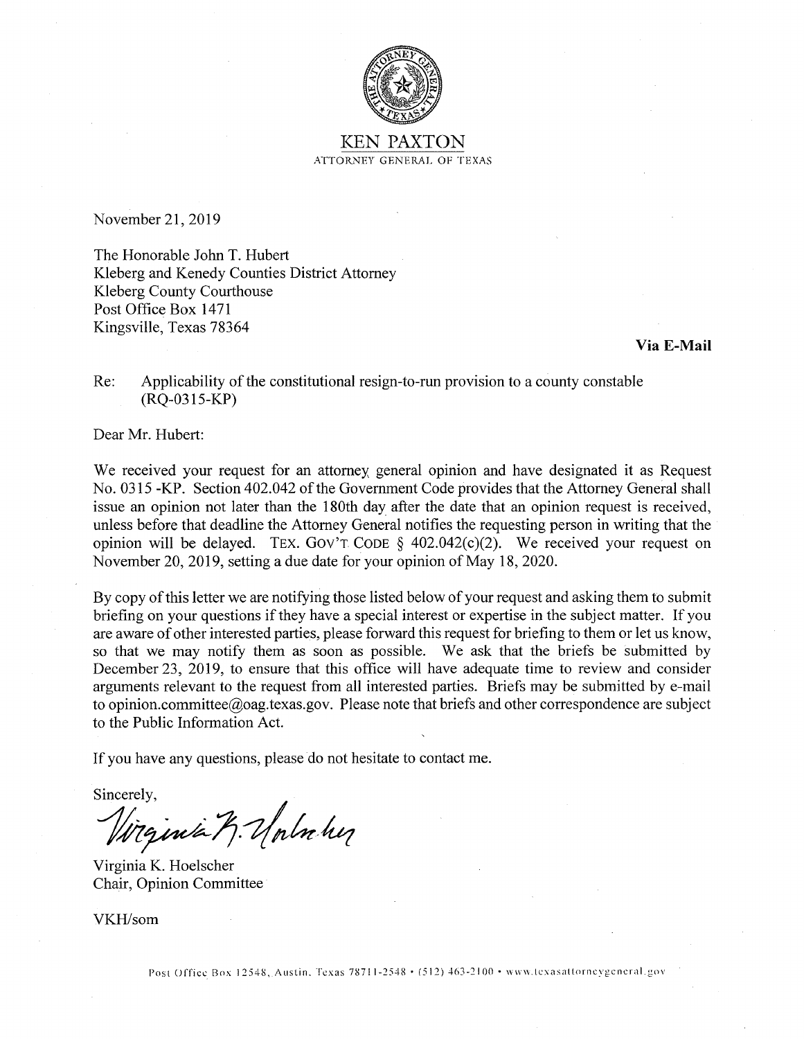# KEN PAXTON

ATTORNEY GENERAL OF TEXAS

November 21, 2019

The Honorable John T. Hubert
Kleberg and Kenedy Counties District Attorney
Kleberg County Courthouse
Post Office Box 1471
Kingsville, Texas 78364

**Via E-Mail**

Re: Applicability of the constitutional resign-to-run provision to a county constable (RQ-0315-KP)

Dear Mr. Hubert:

We received your request for an attorney general opinion and have designated it as Request No. 0315 -KP. Section 402.042 of the Government Code provides that the Attorney General shall issue an opinion not later than the 180th day after the date that an opinion request is received, unless before that deadline the Attorney General notifies the requesting person in writing that the opinion will be delayed. TEX. GOV'T CODE § 402.042(c)(2). We received your request on November 20, 2019, setting a due date for your opinion of May 18, 2020.

By copy of this letter we are notifying those listed below of your request and asking them to submit briefing on your questions if they have a special interest or expertise in the subject matter. If you are aware of other interested parties, please forward this request for briefing to them or let us know, so that we may notify them as soon as possible. We ask that the briefs be submitted by December 23, 2019, to ensure that this office will have adequate time to review and consider arguments relevant to the request from all interested parties. Briefs may be submitted by e-mail to opinion.committee@oag.texas.gov. Please note that briefs and other correspondence are subject to the Public Information Act.

If you have any questions, please do not hesitate to contact me.

Sincerely,

Virginia K. Hoelscher
Chair, Opinion Committee

VKH/som

Post Office Box 12548, Austin, Texas 78711-2548 • (512) 463-2100 • www.texasattorneygeneral.gov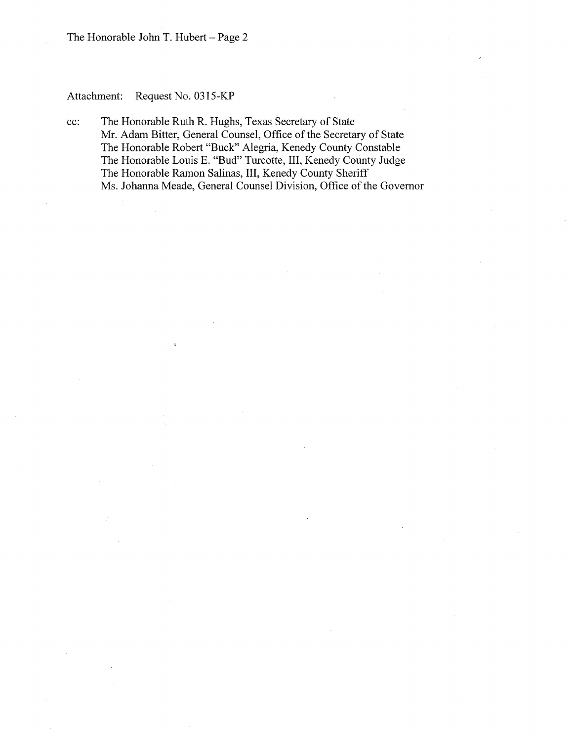Attachment: Request No. 0315-KP

cc: The Honorable Ruth R. Hughs, Texas Secretary of State
Mr. Adam Bitter, General Counsel, Office of the Secretary of State
The Honorable Robert "Buck" Alegria, Kenedy County Constable
The Honorable Louis E. "Bud" Turcotte, III, Kenedy County Judge
The Honorable Ramon Salinas, III, Kenedy County Sheriff
Ms. Johanna Meade, General Counsel Division, Office of the Governor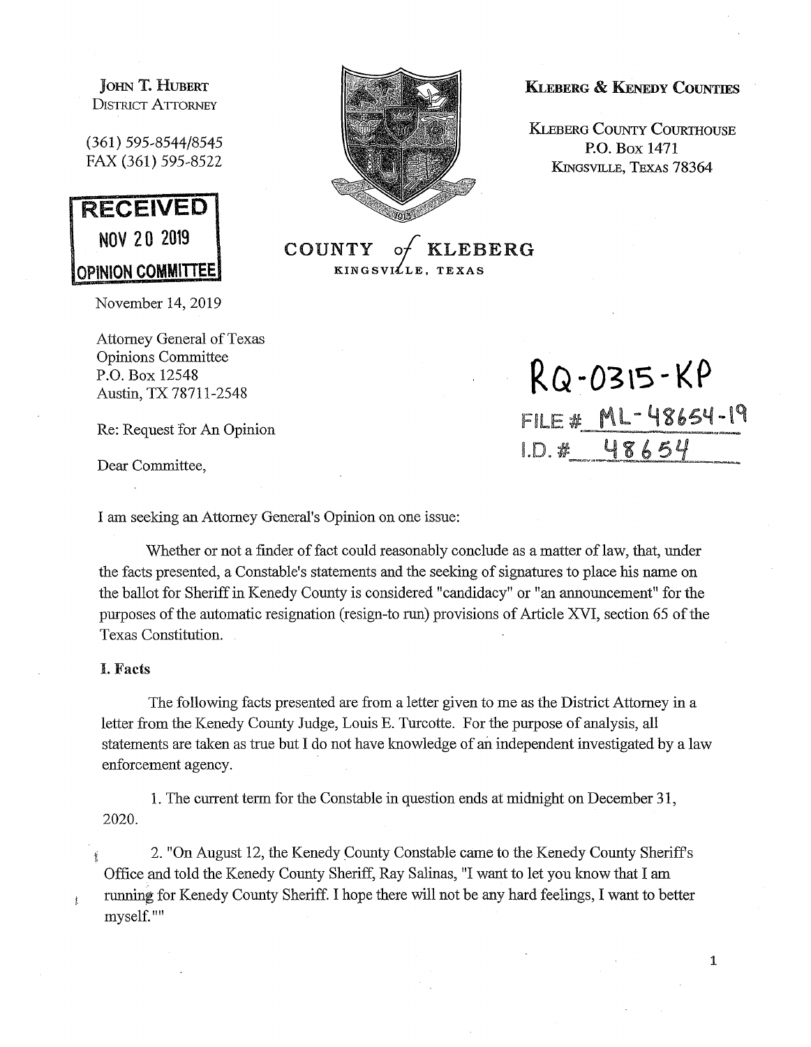JOHN T. HUBERT
DISTRICT ATTORNEY

(361) 595-8544/8545
FAX (361) 595-8522

**RECEIVED**
**NOV 20 2019**
**OPINION COMMITTEE**

COUNTY of KLEBERG
KINGSVILLE, TEXAS

**KLEBERG & KENEDY COUNTIES**

KLEBERG COUNTY COURTHOUSE
P.O. BOX 1471
KINGSVILLE, TEXAS 78364

November 14, 2019

Attorney General of Texas
Opinions Committee
P.O. Box 12548
Austin, TX 78711-2548

RQ-0315-KP
FILE # ML-48654-19
I.D. # 48654

Re: Request for An Opinion

Dear Committee,

I am seeking an Attorney General's Opinion on one issue:

Whether or not a finder of fact could reasonably conclude as a matter of law, that, under the facts presented, a Constable's statements and the seeking of signatures to place his name on the ballot for Sheriff in Kenedy County is considered "candidacy" or "an announcement" for the purposes of the automatic resignation (resign-to run) provisions of Article XVI, section 65 of the Texas Constitution.

**I. Facts**

The following facts presented are from a letter given to me as the District Attorney in a letter from the Kenedy County Judge, Louis E. Turcotte. For the purpose of analysis, all statements are taken as true but I do not have knowledge of an independent investigated by a law enforcement agency.

1. The current term for the Constable in question ends at midnight on December 31, 2020.

2. "On August 12, the Kenedy County Constable came to the Kenedy County Sheriff's Office and told the Kenedy County Sheriff, Ray Salinas, "I want to let you know that I am running for Kenedy County Sheriff. I hope there will not be any hard feelings, I want to better myself.""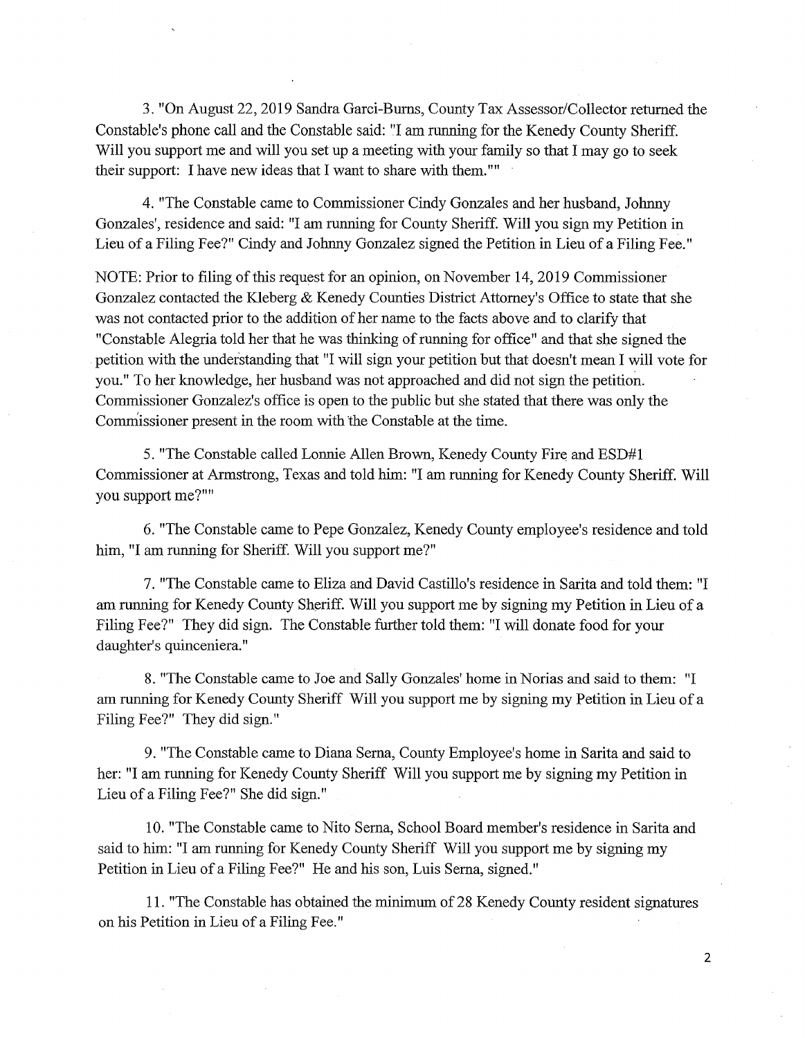3. "On August 22, 2019 Sandra Garci-Burns, County Tax Assessor/Collector returned the Constable's phone call and the Constable said: "I am running for the Kenedy County Sheriff. Will you support me and will you set up a meeting with your family so that I may go to seek their support: I have new ideas that I want to share with them.""

4. "The Constable came to Commissioner Cindy Gonzales and her husband, Johnny Gonzales', residence and said: "I am running for County Sheriff. Will you sign my Petition in Lieu of a Filing Fee?" Cindy and Johnny Gonzalez signed the Petition in Lieu of a Filing Fee."

NOTE: Prior to filing of this request for an opinion, on November 14, 2019 Commissioner Gonzalez contacted the Kleberg & Kenedy Counties District Attorney's Office to state that she was not contacted prior to the addition of her name to the facts above and to clarify that "Constable Alegria told her that he was thinking of running for office" and that she signed the petition with the understanding that "I will sign your petition but that doesn't mean I will vote for you." To her knowledge, her husband was not approached and did not sign the petition. Commissioner Gonzalez's office is open to the public but she stated that there was only the Commissioner present in the room with the Constable at the time.

5. "The Constable called Lonnie Allen Brown, Kenedy County Fire and ESD#1 Commissioner at Armstrong, Texas and told him: "I am running for Kenedy County Sheriff. Will you support me?""

6. "The Constable came to Pepe Gonzalez, Kenedy County employee's residence and told him, "I am running for Sheriff. Will you support me?"

7. "The Constable came to Eliza and David Castillo's residence in Sarita and told them: "I am running for Kenedy County Sheriff. Will you support me by signing my Petition in Lieu of a Filing Fee?" They did sign. The Constable further told them: "I will donate food for your daughter's quinceniera."

8. "The Constable came to Joe and Sally Gonzales' home in Norias and said to them: "I am running for Kenedy County Sheriff Will you support me by signing my Petition in Lieu of a Filing Fee?" They did sign."

9. "The Constable came to Diana Serna, County Employee's home in Sarita and said to her: "I am running for Kenedy County Sheriff Will you support me by signing my Petition in Lieu of a Filing Fee?" She did sign."

10. "The Constable came to Nito Serna, School Board member's residence in Sarita and said to him: "I am running for Kenedy County Sheriff Will you support me by signing my Petition in Lieu of a Filing Fee?" He and his son, Luis Serna, signed."

11. "The Constable has obtained the minimum of 28 Kenedy County resident signatures on his Petition in Lieu of a Filing Fee."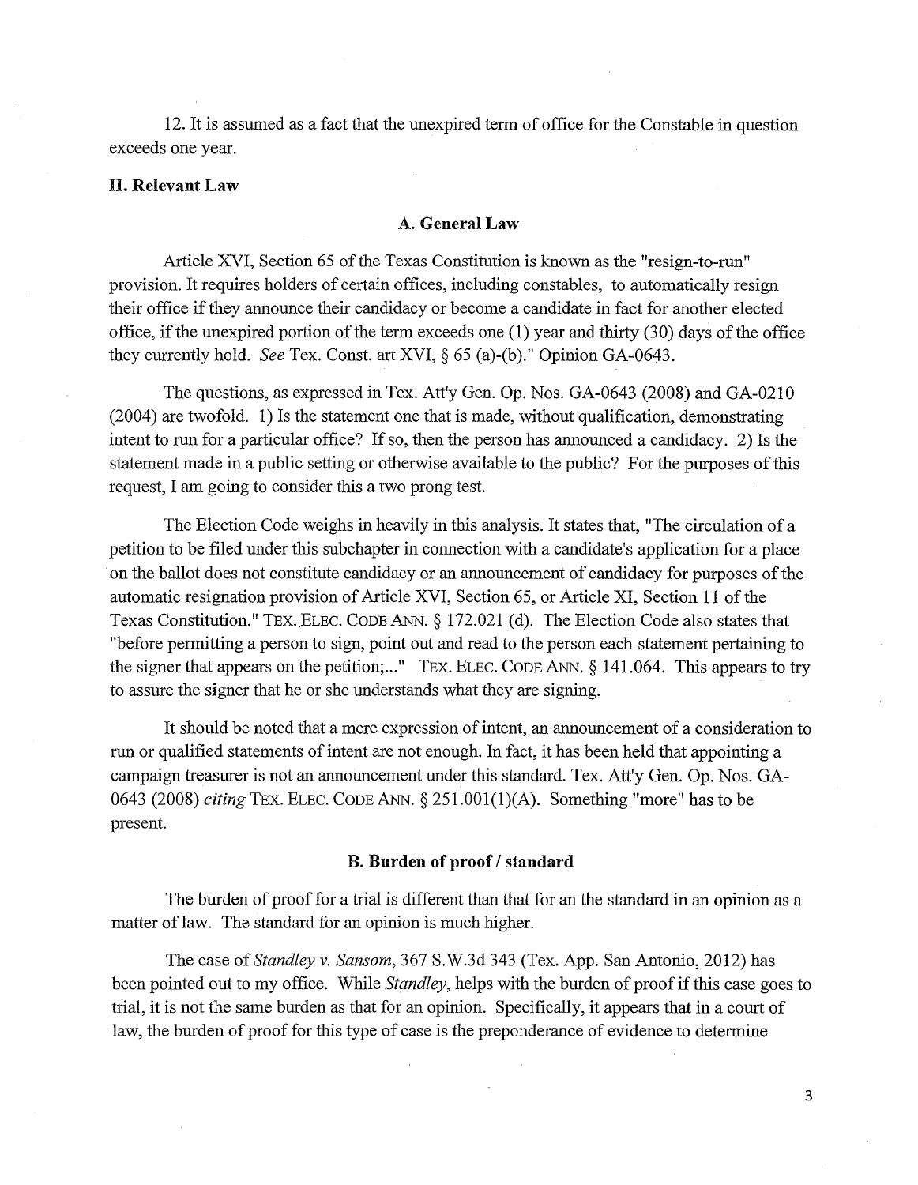12. It is assumed as a fact that the unexpired term of office for the Constable in question exceeds one year.

## II. Relevant Law

### A. General Law

Article XVI, Section 65 of the Texas Constitution is known as the "resign-to-run" provision. It requires holders of certain offices, including constables, to automatically resign their office if they announce their candidacy or become a candidate in fact for another elected office, if the unexpired portion of the term exceeds one (1) year and thirty (30) days of the office they currently hold. *See* Tex. Const. art XVI, § 65 (a)-(b)." Opinion GA-0643.

The questions, as expressed in Tex. Att'y Gen. Op. Nos. GA-0643 (2008) and GA-0210 (2004) are twofold. 1) Is the statement one that is made, without qualification, demonstrating intent to run for a particular office? If so, then the person has announced a candidacy. 2) Is the statement made in a public setting or otherwise available to the public? For the purposes of this request, I am going to consider this a two prong test.

The Election Code weighs in heavily in this analysis. It states that, "The circulation of a petition to be filed under this subchapter in connection with a candidate's application for a place on the ballot does not constitute candidacy or an announcement of candidacy for purposes of the automatic resignation provision of Article XVI, Section 65, or Article XI, Section 11 of the Texas Constitution." TEX. ELEC. CODE ANN. § 172.021 (d). The Election Code also states that "before permitting a person to sign, point out and read to the person each statement pertaining to the signer that appears on the petition;..." TEX. ELEC. CODE ANN. § 141.064. This appears to try to assure the signer that he or she understands what they are signing.

It should be noted that a mere expression of intent, an announcement of a consideration to run or qualified statements of intent are not enough. In fact, it has been held that appointing a campaign treasurer is not an announcement under this standard. Tex. Att'y Gen. Op. Nos. GA-0643 (2008) *citing* TEX. ELEC. CODE ANN. § 251.001(1)(A). Something "more" has to be present.

### B. Burden of proof / standard

The burden of proof for a trial is different than that for an the standard in an opinion as a matter of law. The standard for an opinion is much higher.

The case of *Standley v. Sansom*, 367 S.W.3d 343 (Tex. App. San Antonio, 2012) has been pointed out to my office. While *Standley*, helps with the burden of proof if this case goes to trial, it is not the same burden as that for an opinion. Specifically, it appears that in a court of law, the burden of proof for this type of case is the preponderance of evidence to determine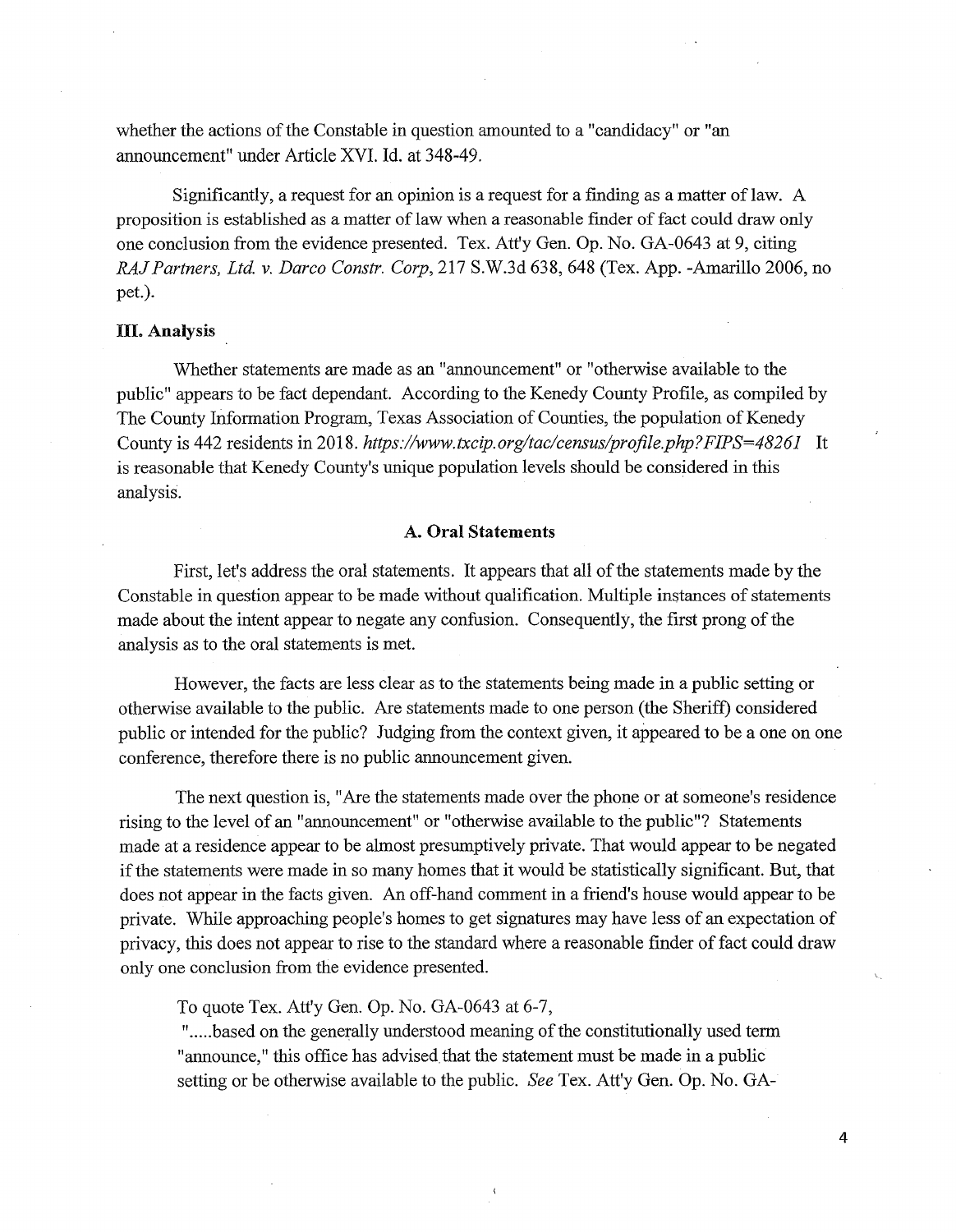whether the actions of the Constable in question amounted to a "candidacy" or "an announcement" under Article XVI. Id. at 348-49.

Significantly, a request for an opinion is a request for a finding as a matter of law. A proposition is established as a matter of law when a reasonable finder of fact could draw only one conclusion from the evidence presented. Tex. Att'y Gen. Op. No. GA-0643 at 9, citing *RAJ Partners, Ltd. v. Darco Constr. Corp*, 217 S.W.3d 638, 648 (Tex. App. -Amarillo 2006, no pet.).

### III. Analysis

Whether statements are made as an "announcement" or "otherwise available to the public" appears to be fact dependant. According to the Kenedy County Profile, as compiled by The County Information Program, Texas Association of Counties, the population of Kenedy County is 442 residents in 2018. *https://www.txcip.org/tac/census/profile.php?FIPS=48261* It is reasonable that Kenedy County's unique population levels should be considered in this analysis.

#### A. Oral Statements

First, let's address the oral statements. It appears that all of the statements made by the Constable in question appear to be made without qualification. Multiple instances of statements made about the intent appear to negate any confusion. Consequently, the first prong of the analysis as to the oral statements is met.

However, the facts are less clear as to the statements being made in a public setting or otherwise available to the public. Are statements made to one person (the Sheriff) considered public or intended for the public? Judging from the context given, it appeared to be a one on one conference, therefore there is no public announcement given.

The next question is, "Are the statements made over the phone or at someone's residence rising to the level of an "announcement" or "otherwise available to the public"? Statements made at a residence appear to be almost presumptively private. That would appear to be negated if the statements were made in so many homes that it would be statistically significant. But, that does not appear in the facts given. An off-hand comment in a friend's house would appear to be private. While approaching people's homes to get signatures may have less of an expectation of privacy, this does not appear to rise to the standard where a reasonable finder of fact could draw only one conclusion from the evidence presented.

To quote Tex. Att'y Gen. Op. No. GA-0643 at 6-7,

".....based on the generally understood meaning of the constitutionally used term "announce," this office has advised that the statement must be made in a public setting or be otherwise available to the public. *See* Tex. Att'y Gen. Op. No. GA-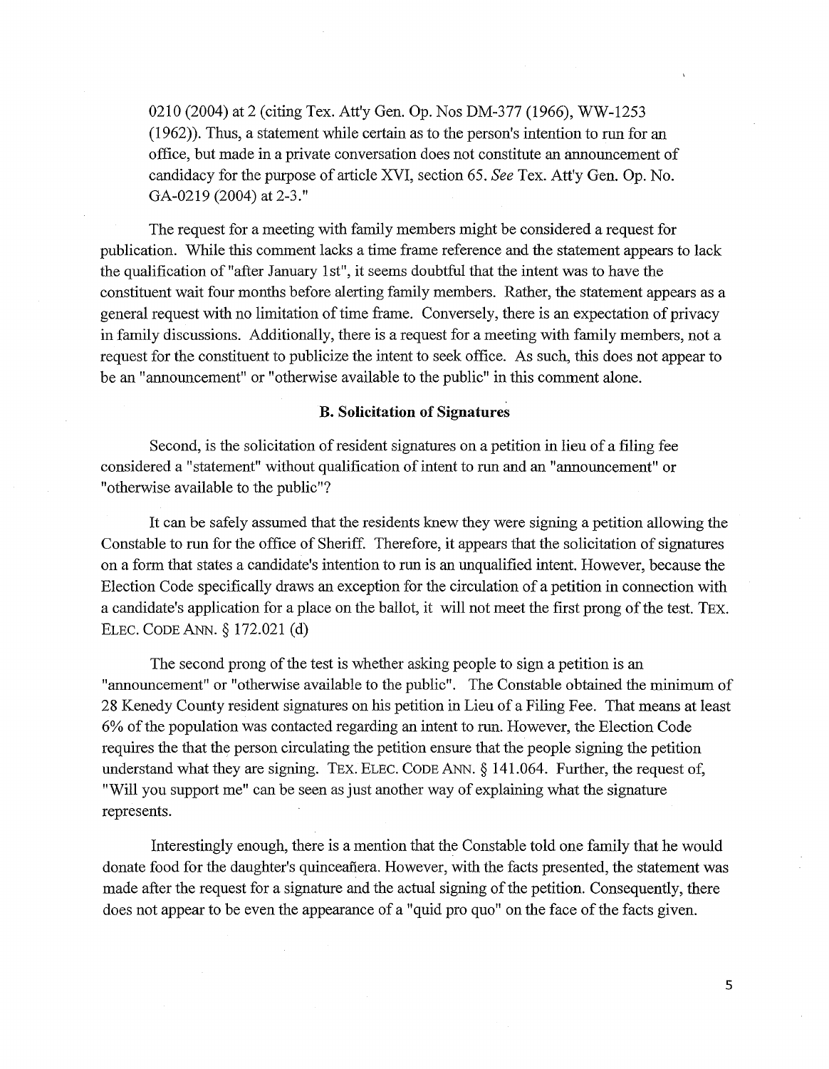0210 (2004) at 2 (citing Tex. Att'y Gen. Op. Nos DM-377 (1966), WW-1253 (1962)). Thus, a statement while certain as to the person's intention to run for an office, but made in a private conversation does not constitute an announcement of candidacy for the purpose of article XVI, section 65. *See* Tex. Att'y Gen. Op. No. GA-0219 (2004) at 2-3."

The request for a meeting with family members might be considered a request for publication. While this comment lacks a time frame reference and the statement appears to lack the qualification of "after January 1st", it seems doubtful that the intent was to have the constituent wait four months before alerting family members. Rather, the statement appears as a general request with no limitation of time frame. Conversely, there is an expectation of privacy in family discussions. Additionally, there is a request for a meeting with family members, not a request for the constituent to publicize the intent to seek office. As such, this does not appear to be an "announcement" or "otherwise available to the public" in this comment alone.

### B. Solicitation of Signatures

Second, is the solicitation of resident signatures on a petition in lieu of a filing fee considered a "statement" without qualification of intent to run and an "announcement" or "otherwise available to the public"?

It can be safely assumed that the residents knew they were signing a petition allowing the Constable to run for the office of Sheriff. Therefore, it appears that the solicitation of signatures on a form that states a candidate's intention to run is an unqualified intent. However, because the Election Code specifically draws an exception for the circulation of a petition in connection with a candidate's application for a place on the ballot, it will not meet the first prong of the test. TEX. ELEC. CODE ANN. § 172.021 (d)

The second prong of the test is whether asking people to sign a petition is an "announcement" or "otherwise available to the public". The Constable obtained the minimum of 28 Kenedy County resident signatures on his petition in Lieu of a Filing Fee. That means at least 6% of the population was contacted regarding an intent to run. However, the Election Code requires the that the person circulating the petition ensure that the people signing the petition understand what they are signing. TEX. ELEC. CODE ANN. § 141.064. Further, the request of, "Will you support me" can be seen as just another way of explaining what the signature represents.

Interestingly enough, there is a mention that the Constable told one family that he would donate food for the daughter's quinceañera. However, with the facts presented, the statement was made after the request for a signature and the actual signing of the petition. Consequently, there does not appear to be even the appearance of a "quid pro quo" on the face of the facts given.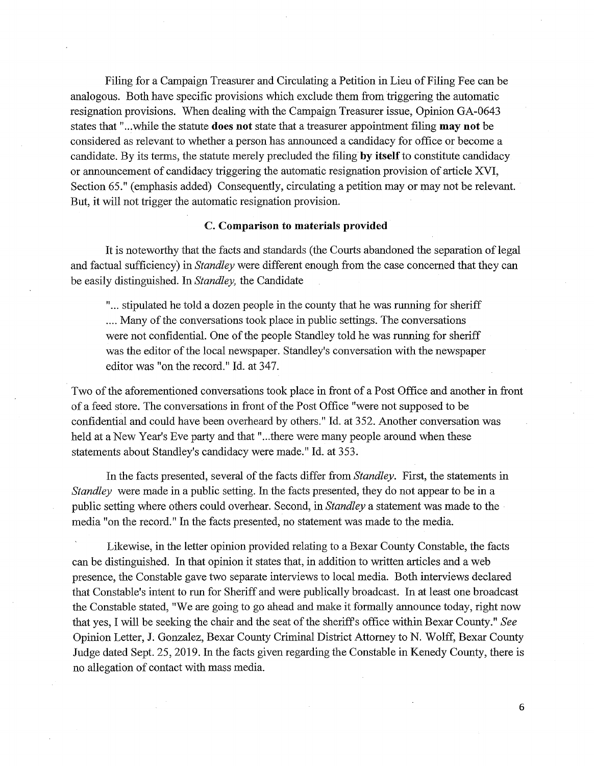Filing for a Campaign Treasurer and Circulating a Petition in Lieu of Filing Fee can be analogous. Both have specific provisions which exclude them from triggering the automatic resignation provisions. When dealing with the Campaign Treasurer issue, Opinion GA-0643 states that "...while the statute **does not** state that a treasurer appointment filing **may not** be considered as relevant to whether a person has announced a candidacy for office or become a candidate. By its terms, the statute merely precluded the filing **by itself** to constitute candidacy or announcement of candidacy triggering the automatic resignation provision of article XVI, Section 65." (emphasis added) Consequently, circulating a petition may or may not be relevant. But, it will not trigger the automatic resignation provision.

### C. Comparison to materials provided

It is noteworthy that the facts and standards (the Courts abandoned the separation of legal and factual sufficiency) in *Standley* were different enough from the case concerned that they can be easily distinguished. In *Standley,* the Candidate

> "... stipulated he told a dozen people in the county that he was running for sheriff .... Many of the conversations took place in public settings. The conversations were not confidential. One of the people Standley told he was running for sheriff was the editor of the local newspaper. Standley's conversation with the newspaper editor was "on the record." Id. at 347.

Two of the aforementioned conversations took place in front of a Post Office and another in front of a feed store. The conversations in front of the Post Office "were not supposed to be confidential and could have been overheard by others." Id. at 352. Another conversation was held at a New Year's Eve party and that "...there were many people around when these statements about Standley's candidacy were made." Id. at 353.

In the facts presented, several of the facts differ from *Standley*. First, the statements in *Standley* were made in a public setting. In the facts presented, they do not appear to be in a public setting where others could overhear. Second, in *Standley* a statement was made to the media "on the record." In the facts presented, no statement was made to the media.

Likewise, in the letter opinion provided relating to a Bexar County Constable, the facts can be distinguished. In that opinion it states that, in addition to written articles and a web presence, the Constable gave two separate interviews to local media. Both interviews declared that Constable's intent to run for Sheriff and were publically broadcast. In at least one broadcast the Constable stated, "We are going to go ahead and make it formally announce today, right now that yes, I will be seeking the chair and the seat of the sheriff's office within Bexar County." *See* Opinion Letter, J. Gonzalez, Bexar County Criminal District Attorney to N. Wolff, Bexar County Judge dated Sept. 25, 2019. In the facts given regarding the Constable in Kenedy County, there is no allegation of contact with mass media.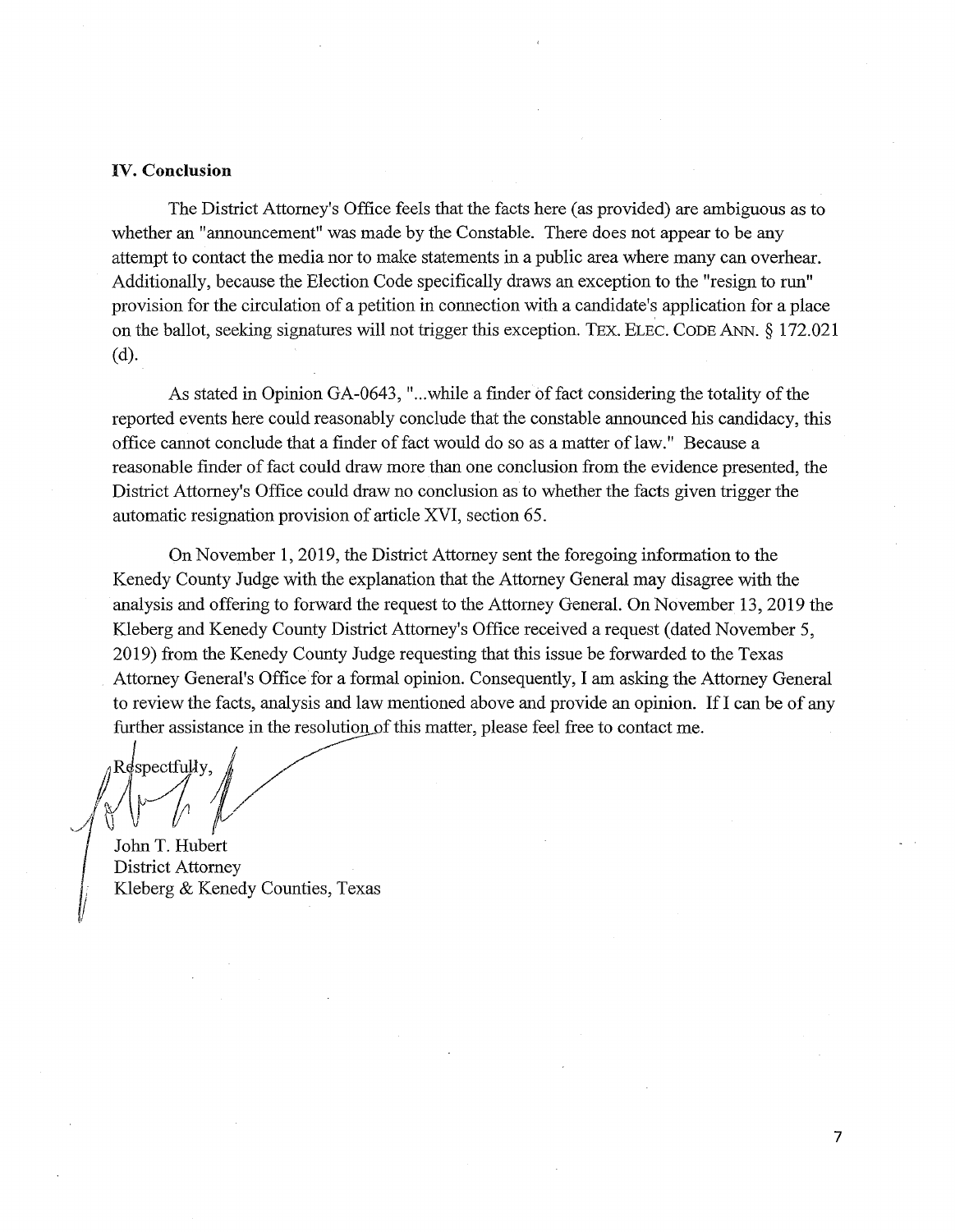### IV. Conclusion

The District Attorney's Office feels that the facts here (as provided) are ambiguous as to whether an "announcement" was made by the Constable. There does not appear to be any attempt to contact the media nor to make statements in a public area where many can overhear. Additionally, because the Election Code specifically draws an exception to the "resign to run" provision for the circulation of a petition in connection with a candidate's application for a place on the ballot, seeking signatures will not trigger this exception. TEX. ELEC. CODE ANN. § 172.021 (d).

As stated in Opinion GA-0643, "...while a finder of fact considering the totality of the reported events here could reasonably conclude that the constable announced his candidacy, this office cannot conclude that a finder of fact would do so as a matter of law." Because a reasonable finder of fact could draw more than one conclusion from the evidence presented, the District Attorney's Office could draw no conclusion as to whether the facts given trigger the automatic resignation provision of article XVI, section 65.

On November 1, 2019, the District Attorney sent the foregoing information to the Kenedy County Judge with the explanation that the Attorney General may disagree with the analysis and offering to forward the request to the Attorney General. On November 13, 2019 the Kleberg and Kenedy County District Attorney's Office received a request (dated November 5, 2019) from the Kenedy County Judge requesting that this issue be forwarded to the Texas Attorney General's Office for a formal opinion. Consequently, I am asking the Attorney General to review the facts, analysis and law mentioned above and provide an opinion. If I can be of any further assistance in the resolution of this matter, please feel free to contact me.

Respectfully,

John T. Hubert
District Attorney
Kleberg & Kenedy Counties, Texas